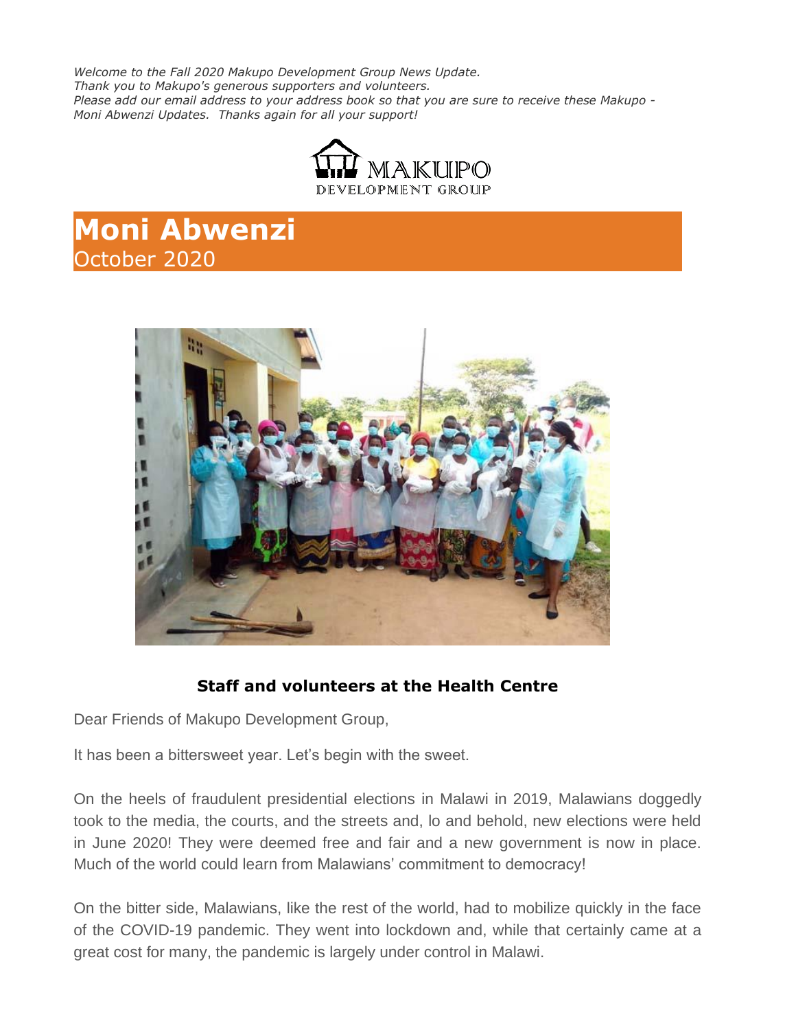*Welcome to the Fall 2020 Makupo Development Group News Update.*
*Thank you to Makupo's generous supporters and volunteers.*
*Please add our email address to your address book so that you are sure to receive these Makupo - Moni Abwenzi Updates. Thanks again for all your support!*

MAKUPO DEVELOPMENT GROUP

# Moni Abwenzi

October 2020

**Staff and volunteers at the Health Centre**

Dear Friends of Makupo Development Group,

It has been a bittersweet year. Let's begin with the sweet.

On the heels of fraudulent presidential elections in Malawi in 2019, Malawians doggedly took to the media, the courts, and the streets and, lo and behold, new elections were held in June 2020! They were deemed free and fair and a new government is now in place. Much of the world could learn from Malawians' commitment to democracy!

On the bitter side, Malawians, like the rest of the world, had to mobilize quickly in the face of the COVID-19 pandemic. They went into lockdown and, while that certainly came at a great cost for many, the pandemic is largely under control in Malawi.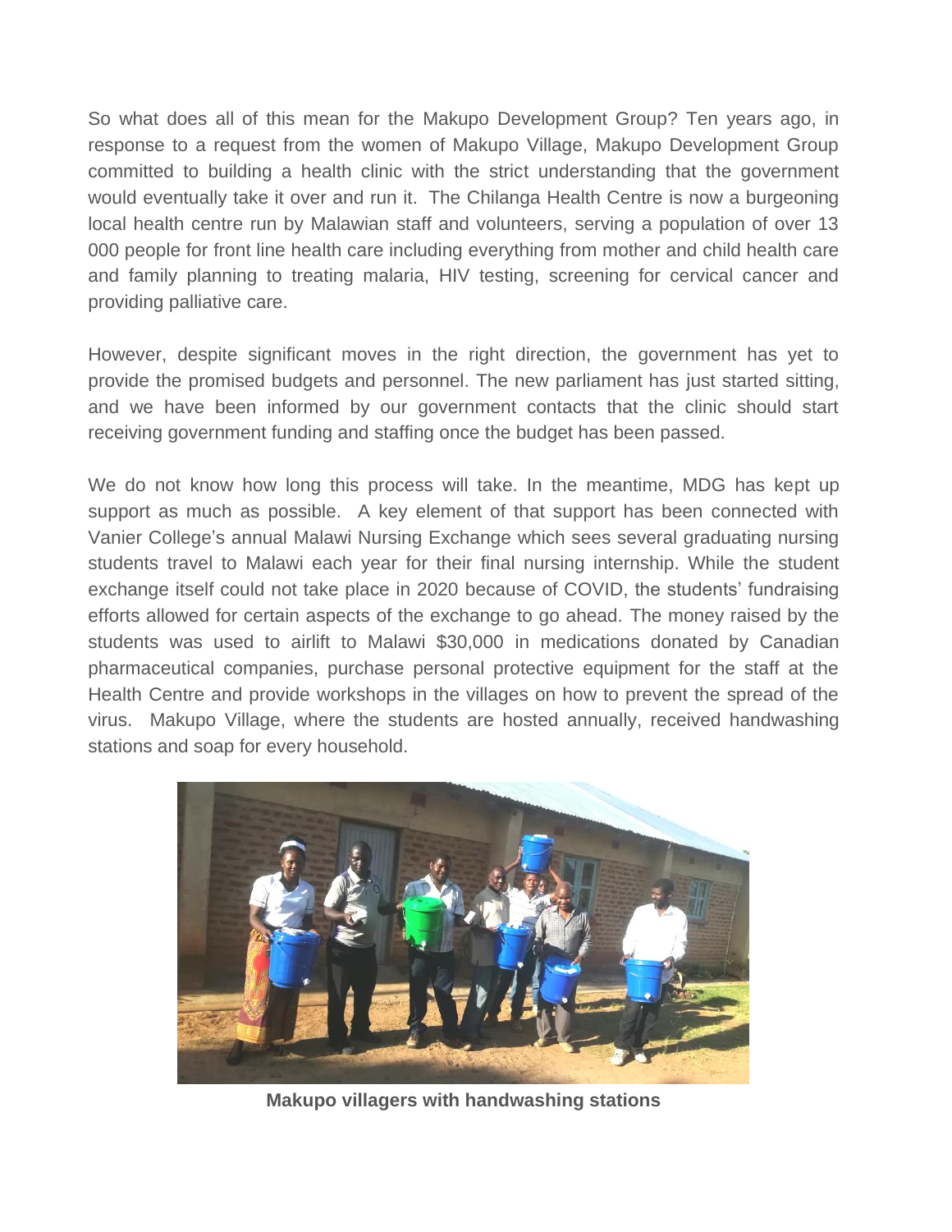So what does all of this mean for the Makupo Development Group? Ten years ago, in response to a request from the women of Makupo Village, Makupo Development Group committed to building a health clinic with the strict understanding that the government would eventually take it over and run it. The Chilanga Health Centre is now a burgeoning local health centre run by Malawian staff and volunteers, serving a population of over 13 000 people for front line health care including everything from mother and child health care and family planning to treating malaria, HIV testing, screening for cervical cancer and providing palliative care.

However, despite significant moves in the right direction, the government has yet to provide the promised budgets and personnel. The new parliament has just started sitting, and we have been informed by our government contacts that the clinic should start receiving government funding and staffing once the budget has been passed.

We do not know how long this process will take. In the meantime, MDG has kept up support as much as possible. A key element of that support has been connected with Vanier College's annual Malawi Nursing Exchange which sees several graduating nursing students travel to Malawi each year for their final nursing internship. While the student exchange itself could not take place in 2020 because of COVID, the students' fundraising efforts allowed for certain aspects of the exchange to go ahead. The money raised by the students was used to airlift to Malawi $30,000 in medications donated by Canadian pharmaceutical companies, purchase personal protective equipment for the staff at the Health Centre and provide workshops in the villages on how to prevent the spread of the virus. Makupo Village, where the students are hosted annually, received handwashing stations and soap for every household.

**Makupo villagers with handwashing stations**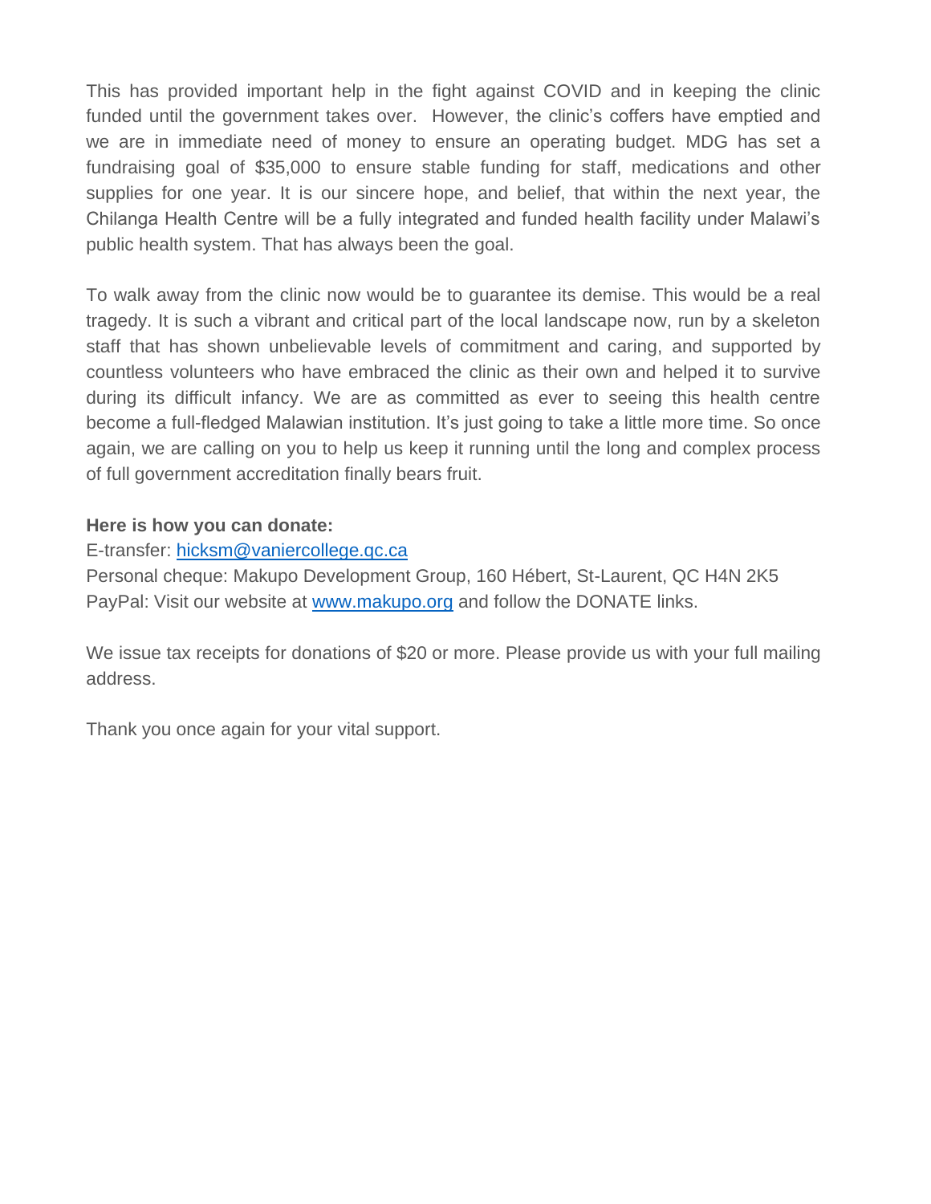This has provided important help in the fight against COVID and in keeping the clinic funded until the government takes over. However, the clinic's coffers have emptied and we are in immediate need of money to ensure an operating budget. MDG has set a fundraising goal of $35,000 to ensure stable funding for staff, medications and other supplies for one year. It is our sincere hope, and belief, that within the next year, the Chilanga Health Centre will be a fully integrated and funded health facility under Malawi's public health system. That has always been the goal.

To walk away from the clinic now would be to guarantee its demise. This would be a real tragedy. It is such a vibrant and critical part of the local landscape now, run by a skeleton staff that has shown unbelievable levels of commitment and caring, and supported by countless volunteers who have embraced the clinic as their own and helped it to survive during its difficult infancy. We are as committed as ever to seeing this health centre become a full-fledged Malawian institution. It's just going to take a little more time. So once again, we are calling on you to help us keep it running until the long and complex process of full government accreditation finally bears fruit.

**Here is how you can donate:**

E-transfer: [hicksm@vaniercollege.qc.ca](mailto:hicksm@vaniercollege.qc.ca)
Personal cheque: Makupo Development Group, 160 Hébert, St-Laurent, QC H4N 2K5
PayPal: Visit our website at [www.makupo.org](http://www.makupo.org) and follow the DONATE links.

We issue tax receipts for donations of $20 or more. Please provide us with your full mailing address.

Thank you once again for your vital support.